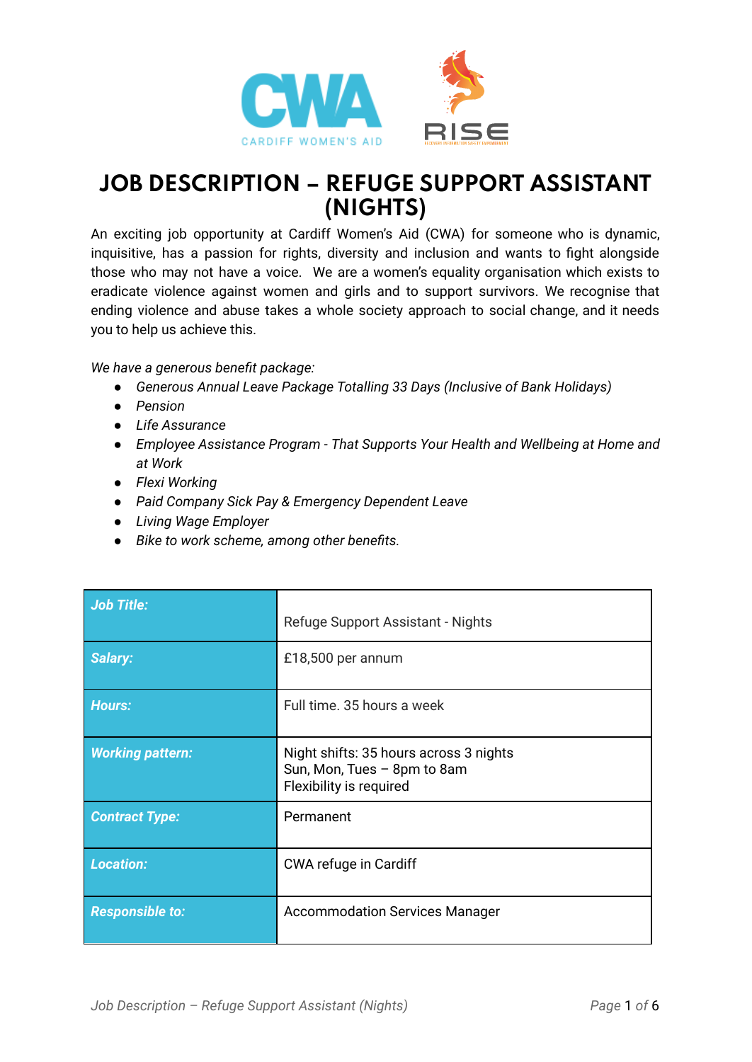# JOB DESCRIPTION – REFUGE SUPPORT ASSISTANT (NIGHTS)

An exciting job opportunity at Cardiff Women's Aid (CWA) for someone who is dynamic, inquisitive, has a passion for rights, diversity and inclusion and wants to fight alongside those who may not have a voice. We are a women's equality organisation which exists to eradicate violence against women and girls and to support survivors. We recognise that ending violence and abuse takes a whole society approach to social change, and it needs you to help us achieve this.

*We have a generous benefit package:*

- *Generous Annual Leave Package Totalling 33 Days (Inclusive of Bank Holidays)*
- *Pension*
- *Life Assurance*
- *Employee Assistance Program - That Supports Your Health and Wellbeing at Home and at Work*
- *Flexi Working*
- *Paid Company Sick Pay & Emergency Dependent Leave*
- *Living Wage Employer*
- *Bike to work scheme, among other benefits.*

| | |
|---|---|
| ***Job Title:*** | Refuge Support Assistant - Nights |
| ***Salary:*** | £18,500 per annum |
| ***Hours:*** | Full time. 35 hours a week |
| ***Working pattern:*** | Night shifts: 35 hours across 3 nights<br>Sun, Mon, Tues – 8pm to 8am<br>Flexibility is required |
| ***Contract Type:*** | Permanent |
| ***Location:*** | CWA refuge in Cardiff |
| ***Responsible to:*** | Accommodation Services Manager |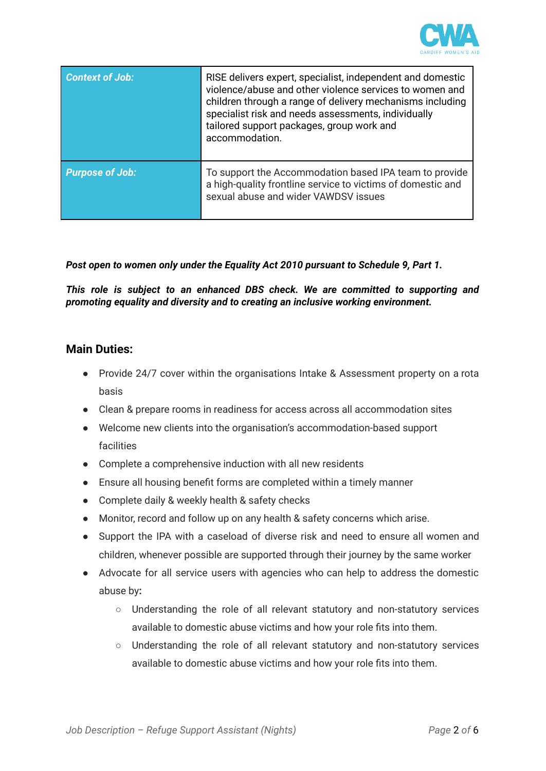| *Context of Job:* | RISE delivers expert, specialist, independent and domestic violence/abuse and other violence services to women and children through a range of delivery mechanisms including specialist risk and needs assessments, individually tailored support packages, group work and accommodation. |
| --- | --- |
| *Purpose of Job:* | To support the Accommodation based IPA team to provide a high-quality frontline service to victims of domestic and sexual abuse and wider VAWDSV issues |

***Post open to women only under the Equality Act 2010 pursuant to Schedule 9, Part 1.***

***This role is subject to an enhanced DBS check. We are committed to supporting and promoting equality and diversity and to creating an inclusive working environment.***

## Main Duties:

- Provide 24/7 cover within the organisations Intake & Assessment property on a rota basis
- Clean & prepare rooms in readiness for access across all accommodation sites
- Welcome new clients into the organisation's accommodation-based support facilities
- Complete a comprehensive induction with all new residents
- Ensure all housing benefit forms are completed within a timely manner
- Complete daily & weekly health & safety checks
- Monitor, record and follow up on any health & safety concerns which arise.
- Support the IPA with a caseload of diverse risk and need to ensure all women and children, whenever possible are supported through their journey by the same worker
- Advocate for all service users with agencies who can help to address the domestic abuse by**:**
  - Understanding the role of all relevant statutory and non-statutory services available to domestic abuse victims and how your role fits into them.
  - Understanding the role of all relevant statutory and non-statutory services available to domestic abuse victims and how your role fits into them.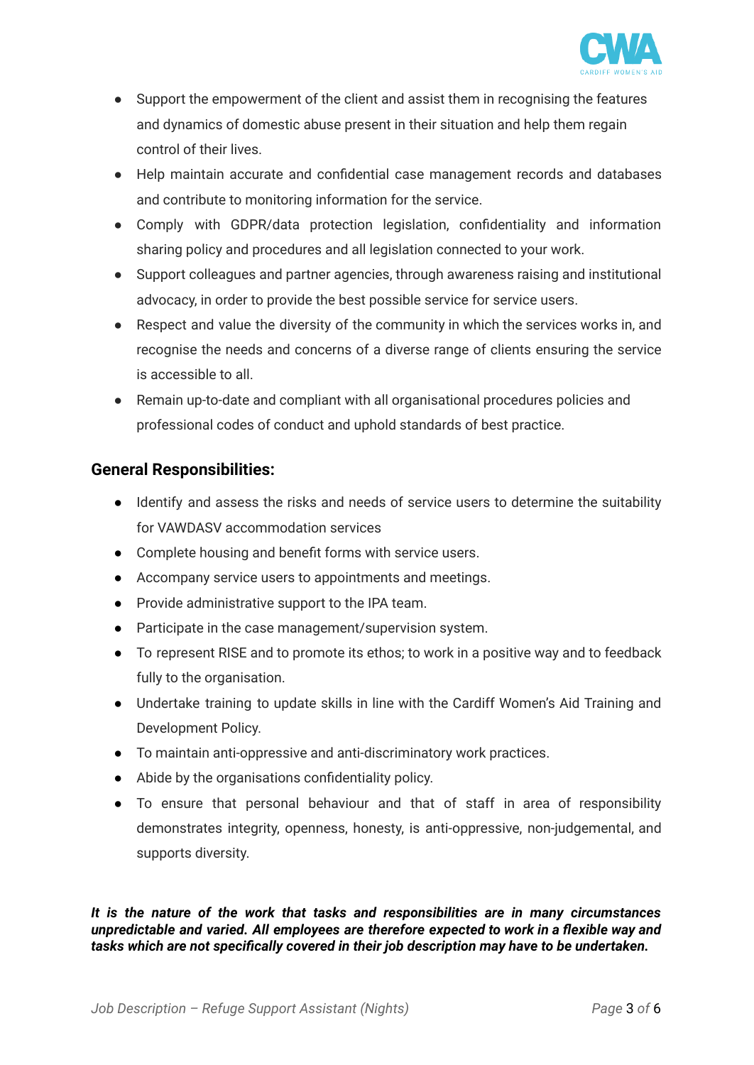- Support the empowerment of the client and assist them in recognising the features and dynamics of domestic abuse present in their situation and help them regain control of their lives.
- Help maintain accurate and confidential case management records and databases and contribute to monitoring information for the service.
- Comply with GDPR/data protection legislation, confidentiality and information sharing policy and procedures and all legislation connected to your work.
- Support colleagues and partner agencies, through awareness raising and institutional advocacy, in order to provide the best possible service for service users.
- Respect and value the diversity of the community in which the services works in, and recognise the needs and concerns of a diverse range of clients ensuring the service is accessible to all.
- Remain up-to-date and compliant with all organisational procedures policies and professional codes of conduct and uphold standards of best practice.

## General Responsibilities:

- Identify and assess the risks and needs of service users to determine the suitability for VAWDASV accommodation services
- Complete housing and benefit forms with service users.
- Accompany service users to appointments and meetings.
- Provide administrative support to the IPA team.
- Participate in the case management/supervision system.
- To represent RISE and to promote its ethos; to work in a positive way and to feedback fully to the organisation.
- Undertake training to update skills in line with the Cardiff Women's Aid Training and Development Policy.
- To maintain anti-oppressive and anti-discriminatory work practices.
- Abide by the organisations confidentiality policy.
- To ensure that personal behaviour and that of staff in area of responsibility demonstrates integrity, openness, honesty, is anti-oppressive, non-judgemental, and supports diversity.

***It is the nature of the work that tasks and responsibilities are in many circumstances unpredictable and varied. All employees are therefore expected to work in a flexible way and tasks which are not specifically covered in their job description may have to be undertaken.***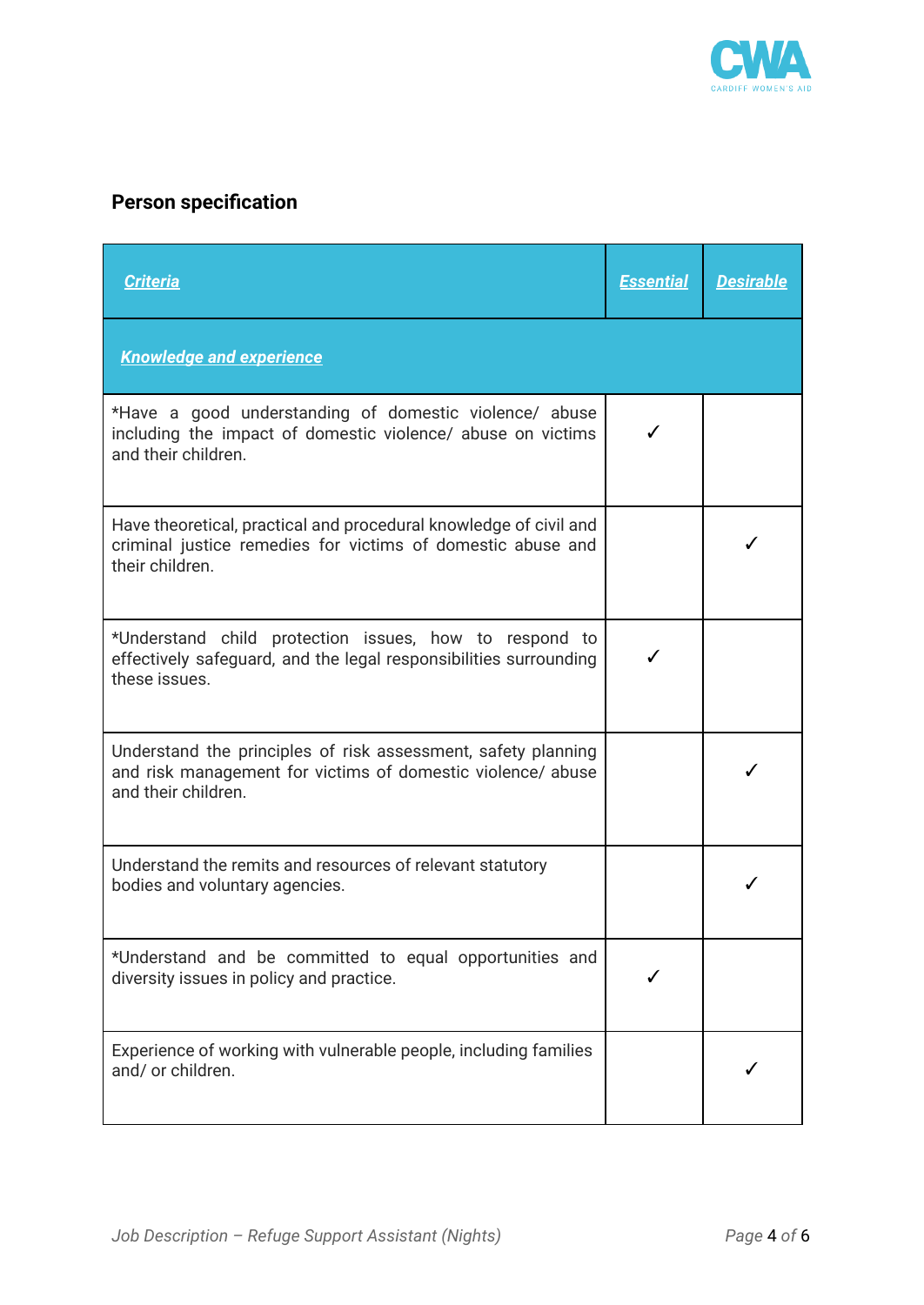## Person specification

| ***Criteria*** | ***Essential*** | ***Desirable*** |
|---|---|---|
| ***Knowledge and experience*** | | |
| *Have a good understanding of domestic violence/ abuse including the impact of domestic violence/ abuse on victims and their children. | ✓ | |
| Have theoretical, practical and procedural knowledge of civil and criminal justice remedies for victims of domestic abuse and their children. | | ✓ |
| *Understand child protection issues, how to respond to effectively safeguard, and the legal responsibilities surrounding these issues. | ✓ | |
| Understand the principles of risk assessment, safety planning and risk management for victims of domestic violence/ abuse and their children. | | ✓ |
| Understand the remits and resources of relevant statutory bodies and voluntary agencies. | | ✓ |
| *Understand and be committed to equal opportunities and diversity issues in policy and practice. | ✓ | |
| Experience of working with vulnerable people, including families and/ or children. | | ✓ |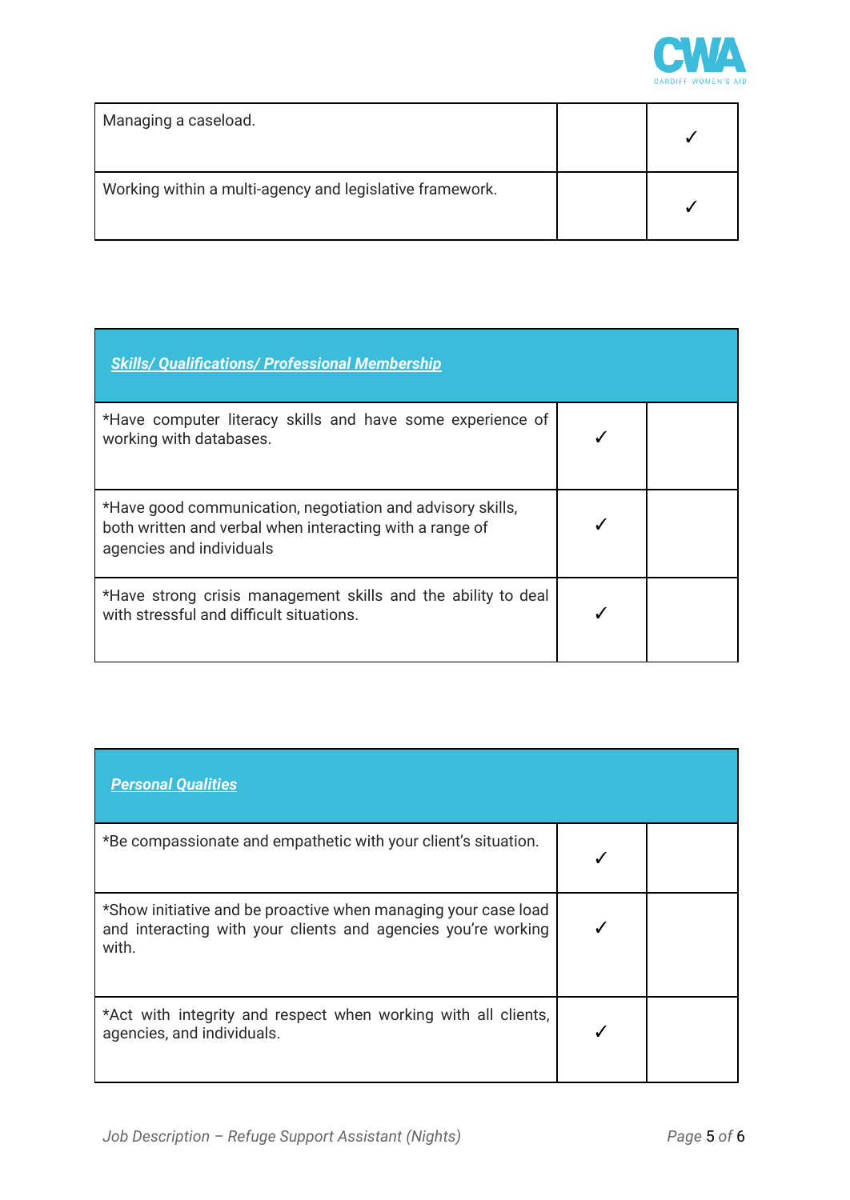| | | |
|---|---|---|
| Managing a caseload. | | ✓ |
| Working within a multi-agency and legislative framework. | | ✓ |

| ***Skills/ Qualifications/ Professional Membership*** | | |
|---|---|---|
| *Have computer literacy skills and have some experience of working with databases. | ✓ | |
| *Have good communication, negotiation and advisory skills, both written and verbal when interacting with a range of agencies and individuals | ✓ | |
| *Have strong crisis management skills and the ability to deal with stressful and difficult situations. | ✓ | |

| ***Personal Qualities*** | | |
|---|---|---|
| *Be compassionate and empathetic with your client's situation. | ✓ | |
| *Show initiative and be proactive when managing your case load and interacting with your clients and agencies you're working with. | ✓ | |
| *Act with integrity and respect when working with all clients, agencies, and individuals. | ✓ | |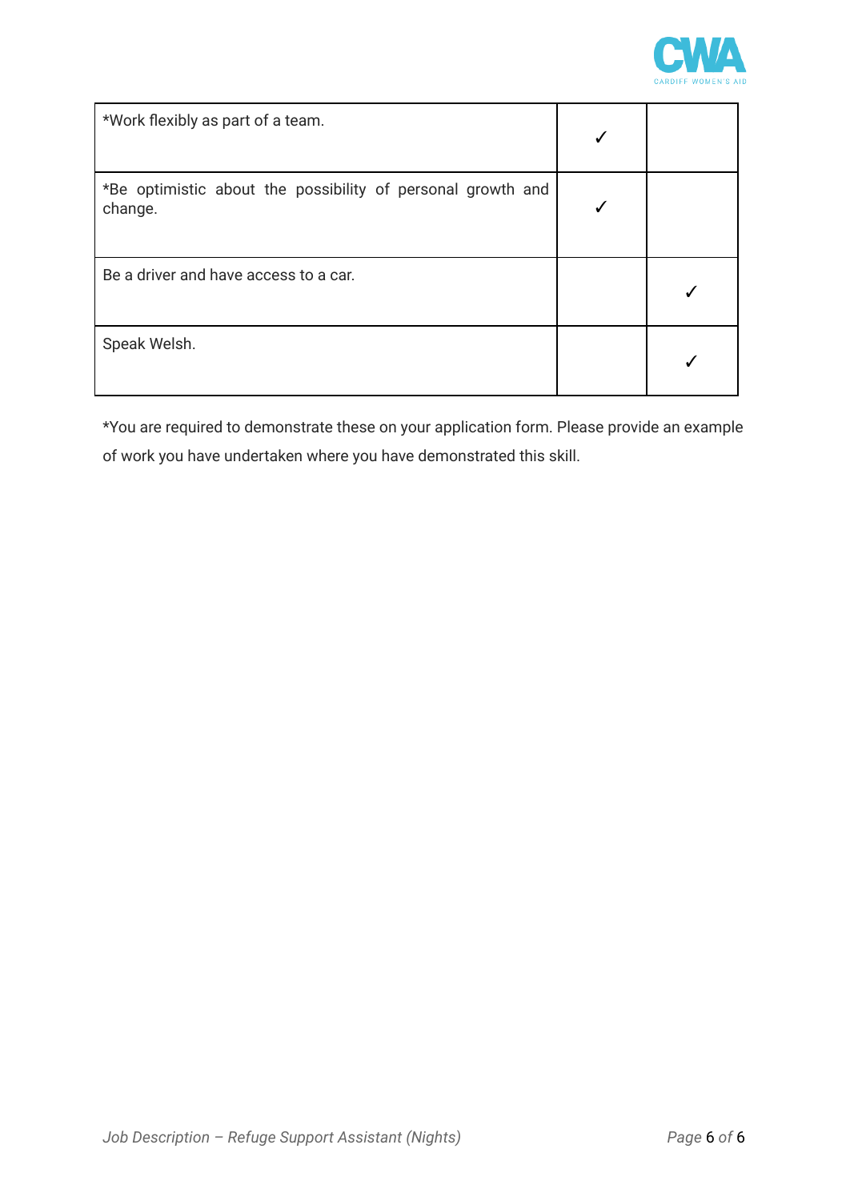| | | |
|---|---|---|
| *Work flexibly as part of a team. | ✓ | |
| *Be optimistic about the possibility of personal growth and change. | ✓ | |
| Be a driver and have access to a car. | | ✓ |
| Speak Welsh. | | ✓ |

*You are required to demonstrate these on your application form. Please provide an example of work you have undertaken where you have demonstrated this skill.